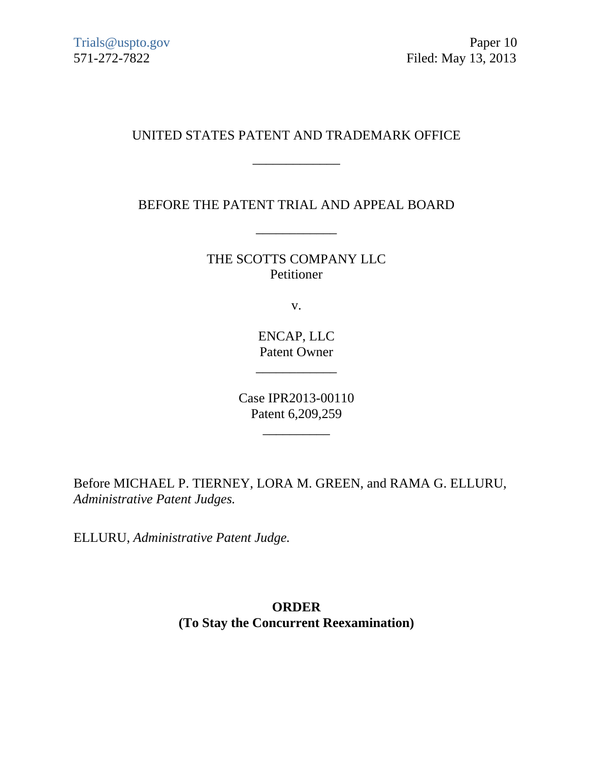Trials@uspto.gov
571-272-7822

Paper 10
Filed: May 13, 2013

UNITED STATES PATENT AND TRADEMARK OFFICE

\_\_\_\_\_\_\_\_\_\_\_\_\_

BEFORE THE PATENT TRIAL AND APPEAL BOARD

\_\_\_\_\_\_\_\_\_\_\_\_

THE SCOTTS COMPANY LLC
Petitioner

v.

ENCAP, LLC
Patent Owner

\_\_\_\_\_\_\_\_\_\_\_\_

Case IPR2013-00110
Patent 6,209,259

\_\_\_\_\_\_\_\_\_\_

Before MICHAEL P. TIERNEY, LORA M. GREEN, and RAMA G. ELLURU, *Administrative Patent Judges.*

ELLURU, *Administrative Patent Judge.*

**ORDER**
**(To Stay the Concurrent Reexamination)**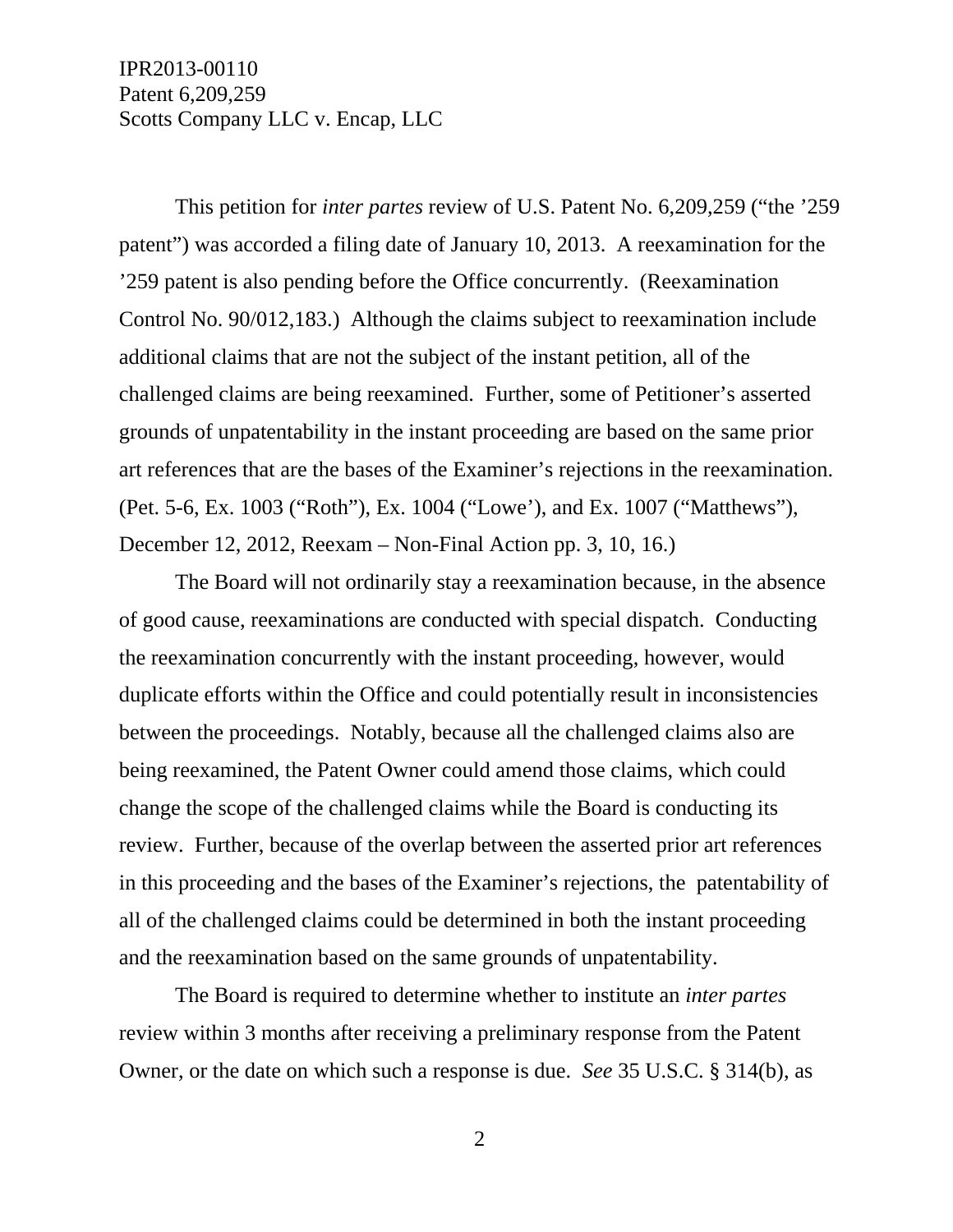This petition for *inter partes* review of U.S. Patent No. 6,209,259 ("the '259 patent") was accorded a filing date of January 10, 2013. A reexamination for the '259 patent is also pending before the Office concurrently. (Reexamination Control No. 90/012,183.) Although the claims subject to reexamination include additional claims that are not the subject of the instant petition, all of the challenged claims are being reexamined. Further, some of Petitioner's asserted grounds of unpatentability in the instant proceeding are based on the same prior art references that are the bases of the Examiner's rejections in the reexamination. (Pet. 5-6, Ex. 1003 ("Roth"), Ex. 1004 ("Lowe'), and Ex. 1007 ("Matthews"), December 12, 2012, Reexam – Non-Final Action pp. 3, 10, 16.)

The Board will not ordinarily stay a reexamination because, in the absence of good cause, reexaminations are conducted with special dispatch. Conducting the reexamination concurrently with the instant proceeding, however, would duplicate efforts within the Office and could potentially result in inconsistencies between the proceedings. Notably, because all the challenged claims also are being reexamined, the Patent Owner could amend those claims, which could change the scope of the challenged claims while the Board is conducting its review. Further, because of the overlap between the asserted prior art references in this proceeding and the bases of the Examiner's rejections, the patentability of all of the challenged claims could be determined in both the instant proceeding and the reexamination based on the same grounds of unpatentability.

The Board is required to determine whether to institute an *inter partes* review within 3 months after receiving a preliminary response from the Patent Owner, or the date on which such a response is due. *See* 35 U.S.C. § 314(b), as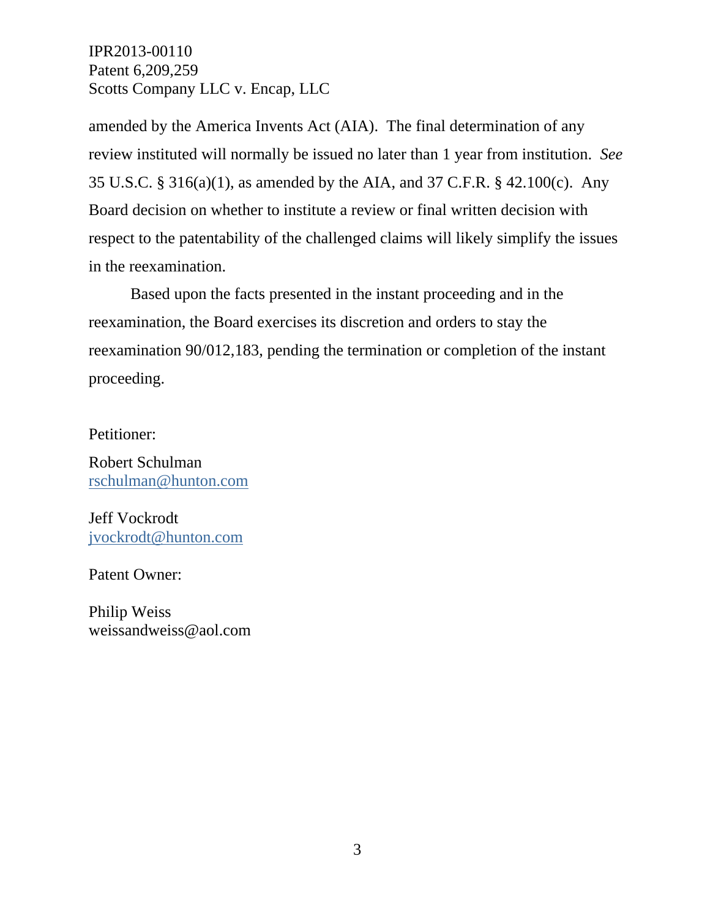amended by the America Invents Act (AIA). The final determination of any review instituted will normally be issued no later than 1 year from institution. *See* 35 U.S.C. § 316(a)(1), as amended by the AIA, and 37 C.F.R. § 42.100(c). Any Board decision on whether to institute a review or final written decision with respect to the patentability of the challenged claims will likely simplify the issues in the reexamination.

Based upon the facts presented in the instant proceeding and in the reexamination, the Board exercises its discretion and orders to stay the reexamination 90/012,183, pending the termination or completion of the instant proceeding.

Petitioner:

Robert Schulman
rschulman@hunton.com

Jeff Vockrodt
jvockrodt@hunton.com

Patent Owner:

Philip Weiss
weissandweiss@aol.com